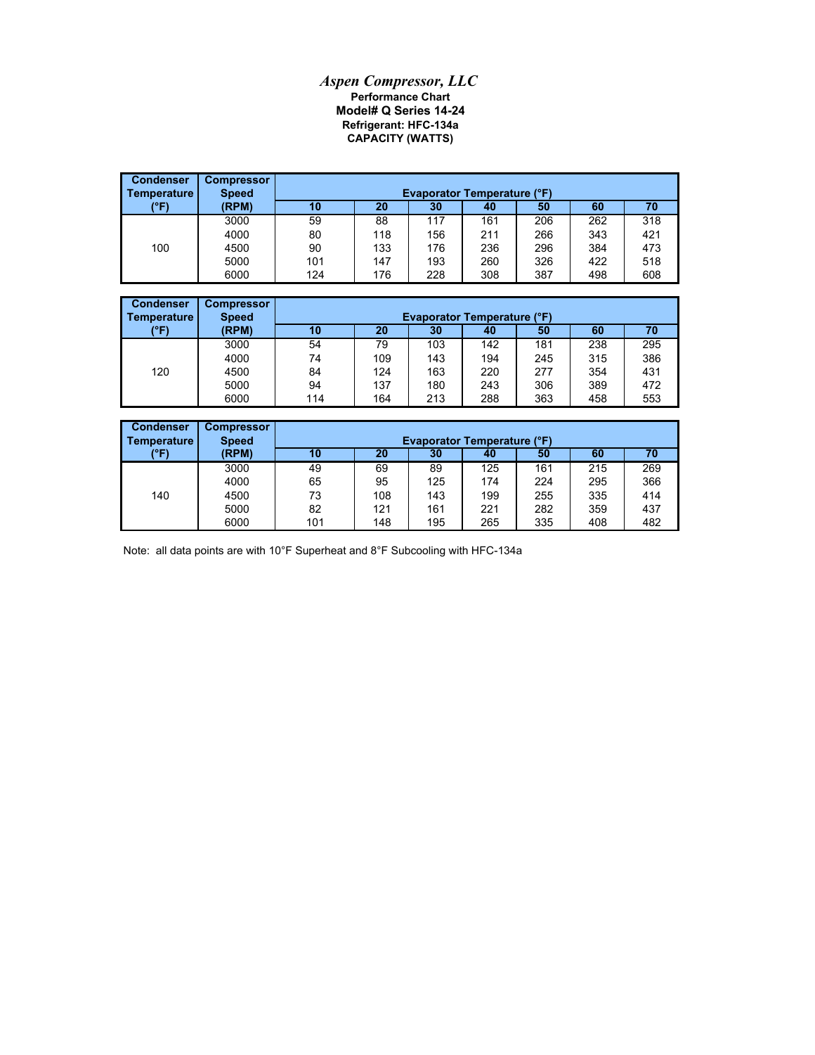# *Aspen Compressor, LLC*

**Performance Chart**

**Model# Q Series 14-24**

**Refrigerant: HFC-134a**

**CAPACITY (WATTS)**

| Condenser Temperature (°F) | Compressor Speed (RPM) | Evaporator Temperature (°F) | | | | | | |
|---|---|---|---|---|---|---|---|---|
| | | 10 | 20 | 30 | 40 | 50 | 60 | 70 |
| 100 | 3000 | 59 | 88 | 117 | 161 | 206 | 262 | 318 |
| | 4000 | 80 | 118 | 156 | 211 | 266 | 343 | 421 |
| | 4500 | 90 | 133 | 176 | 236 | 296 | 384 | 473 |
| | 5000 | 101 | 147 | 193 | 260 | 326 | 422 | 518 |
| | 6000 | 124 | 176 | 228 | 308 | 387 | 498 | 608 |

| Condenser Temperature (°F) | Compressor Speed (RPM) | Evaporator Temperature (°F) | | | | | | |
|---|---|---|---|---|---|---|---|---|
| | | 10 | 20 | 30 | 40 | 50 | 60 | 70 |
| 120 | 3000 | 54 | 79 | 103 | 142 | 181 | 238 | 295 |
| | 4000 | 74 | 109 | 143 | 194 | 245 | 315 | 386 |
| | 4500 | 84 | 124 | 163 | 220 | 277 | 354 | 431 |
| | 5000 | 94 | 137 | 180 | 243 | 306 | 389 | 472 |
| | 6000 | 114 | 164 | 213 | 288 | 363 | 458 | 553 |

| Condenser Temperature (°F) | Compressor Speed (RPM) | Evaporator Temperature (°F) | | | | | | |
|---|---|---|---|---|---|---|---|---|
| | | 10 | 20 | 30 | 40 | 50 | 60 | 70 |
| 140 | 3000 | 49 | 69 | 89 | 125 | 161 | 215 | 269 |
| | 4000 | 65 | 95 | 125 | 174 | 224 | 295 | 366 |
| | 4500 | 73 | 108 | 143 | 199 | 255 | 335 | 414 |
| | 5000 | 82 | 121 | 161 | 221 | 282 | 359 | 437 |
| | 6000 | 101 | 148 | 195 | 265 | 335 | 408 | 482 |

Note: all data points are with 10°F Superheat and 8°F Subcooling with HFC-134a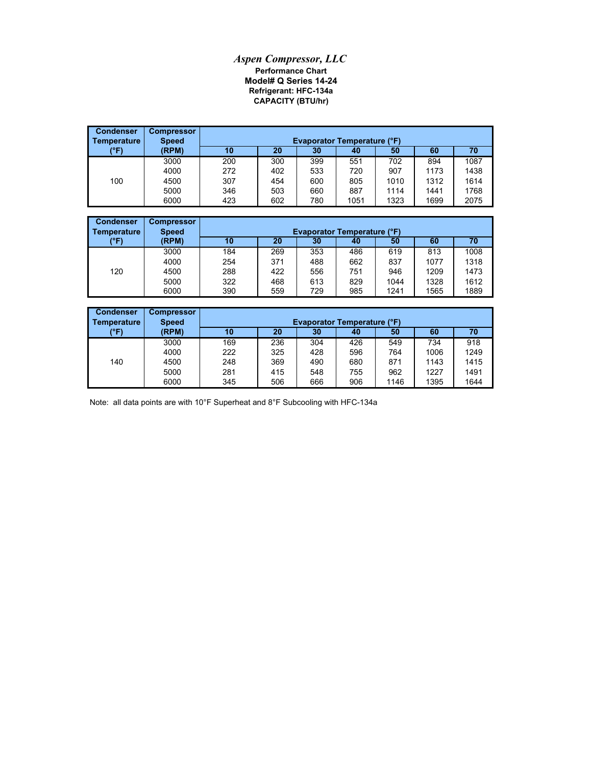*Aspen Compressor, LLC*

**Performance Chart**

**Model# Q Series 14-24**

**Refrigerant: HFC-134a**

**CAPACITY (BTU/hr)**

| Condenser Temperature (°F) | Compressor Speed (RPM) | Evaporator Temperature (°F) | | | | | | |
|---|---|---|---|---|---|---|---|---|
| | | 10 | 20 | 30 | 40 | 50 | 60 | 70 |
| 100 | 3000 | 200 | 300 | 399 | 551 | 702 | 894 | 1087 |
| | 4000 | 272 | 402 | 533 | 720 | 907 | 1173 | 1438 |
| | 4500 | 307 | 454 | 600 | 805 | 1010 | 1312 | 1614 |
| | 5000 | 346 | 503 | 660 | 887 | 1114 | 1441 | 1768 |
| | 6000 | 423 | 602 | 780 | 1051 | 1323 | 1699 | 2075 |

| Condenser Temperature (°F) | Compressor Speed (RPM) | Evaporator Temperature (°F) | | | | | | |
|---|---|---|---|---|---|---|---|---|
| | | 10 | 20 | 30 | 40 | 50 | 60 | 70 |
| 120 | 3000 | 184 | 269 | 353 | 486 | 619 | 813 | 1008 |
| | 4000 | 254 | 371 | 488 | 662 | 837 | 1077 | 1318 |
| | 4500 | 288 | 422 | 556 | 751 | 946 | 1209 | 1473 |
| | 5000 | 322 | 468 | 613 | 829 | 1044 | 1328 | 1612 |
| | 6000 | 390 | 559 | 729 | 985 | 1241 | 1565 | 1889 |

| Condenser Temperature (°F) | Compressor Speed (RPM) | Evaporator Temperature (°F) | | | | | | |
|---|---|---|---|---|---|---|---|---|
| | | 10 | 20 | 30 | 40 | 50 | 60 | 70 |
| 140 | 3000 | 169 | 236 | 304 | 426 | 549 | 734 | 918 |
| | 4000 | 222 | 325 | 428 | 596 | 764 | 1006 | 1249 |
| | 4500 | 248 | 369 | 490 | 680 | 871 | 1143 | 1415 |
| | 5000 | 281 | 415 | 548 | 755 | 962 | 1227 | 1491 |
| | 6000 | 345 | 506 | 666 | 906 | 1146 | 1395 | 1644 |

Note: all data points are with 10°F Superheat and 8°F Subcooling with HFC-134a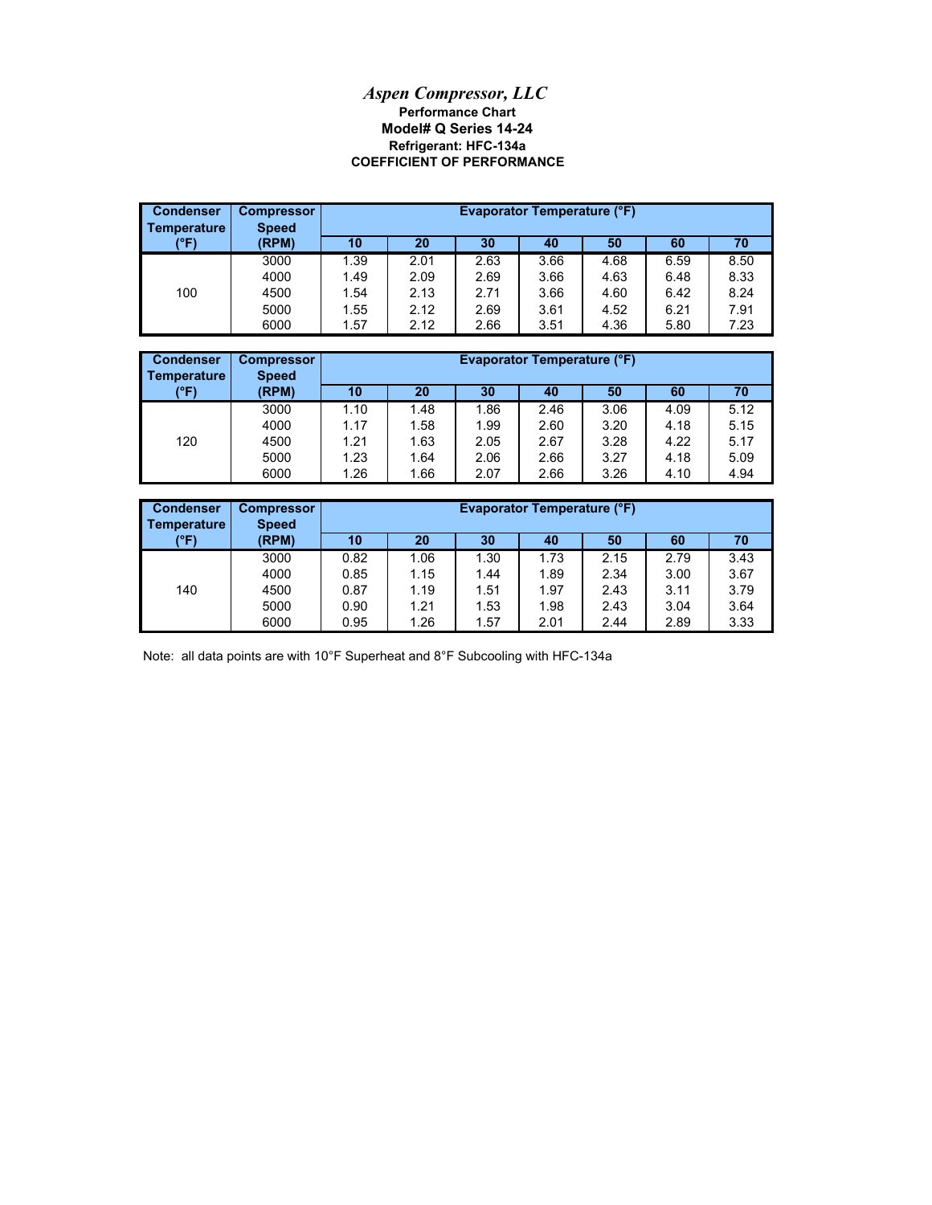# *Aspen Compressor, LLC*

**Performance Chart**

**Model# Q Series 14-24**

**Refrigerant: HFC-134a**

**COEFFICIENT OF PERFORMANCE**

| Condenser Temperature (°F) | Compressor Speed (RPM) | Evaporator Temperature (°F) | | | | | | |
|---|---|---|---|---|---|---|---|---|
| | | 10 | 20 | 30 | 40 | 50 | 60 | 70 |
| 100 | 3000 | 1.39 | 2.01 | 2.63 | 3.66 | 4.68 | 6.59 | 8.50 |
| | 4000 | 1.49 | 2.09 | 2.69 | 3.66 | 4.63 | 6.48 | 8.33 |
| | 4500 | 1.54 | 2.13 | 2.71 | 3.66 | 4.60 | 6.42 | 8.24 |
| | 5000 | 1.55 | 2.12 | 2.69 | 3.61 | 4.52 | 6.21 | 7.91 |
| | 6000 | 1.57 | 2.12 | 2.66 | 3.51 | 4.36 | 5.80 | 7.23 |

| Condenser Temperature (°F) | Compressor Speed (RPM) | Evaporator Temperature (°F) | | | | | | |
|---|---|---|---|---|---|---|---|---|
| | | 10 | 20 | 30 | 40 | 50 | 60 | 70 |
| 120 | 3000 | 1.10 | 1.48 | 1.86 | 2.46 | 3.06 | 4.09 | 5.12 |
| | 4000 | 1.17 | 1.58 | 1.99 | 2.60 | 3.20 | 4.18 | 5.15 |
| | 4500 | 1.21 | 1.63 | 2.05 | 2.67 | 3.28 | 4.22 | 5.17 |
| | 5000 | 1.23 | 1.64 | 2.06 | 2.66 | 3.27 | 4.18 | 5.09 |
| | 6000 | 1.26 | 1.66 | 2.07 | 2.66 | 3.26 | 4.10 | 4.94 |

| Condenser Temperature (°F) | Compressor Speed (RPM) | Evaporator Temperature (°F) | | | | | | |
|---|---|---|---|---|---|---|---|---|
| | | 10 | 20 | 30 | 40 | 50 | 60 | 70 |
| 140 | 3000 | 0.82 | 1.06 | 1.30 | 1.73 | 2.15 | 2.79 | 3.43 |
| | 4000 | 0.85 | 1.15 | 1.44 | 1.89 | 2.34 | 3.00 | 3.67 |
| | 4500 | 0.87 | 1.19 | 1.51 | 1.97 | 2.43 | 3.11 | 3.79 |
| | 5000 | 0.90 | 1.21 | 1.53 | 1.98 | 2.43 | 3.04 | 3.64 |
| | 6000 | 0.95 | 1.26 | 1.57 | 2.01 | 2.44 | 2.89 | 3.33 |

Note: all data points are with 10°F Superheat and 8°F Subcooling with HFC-134a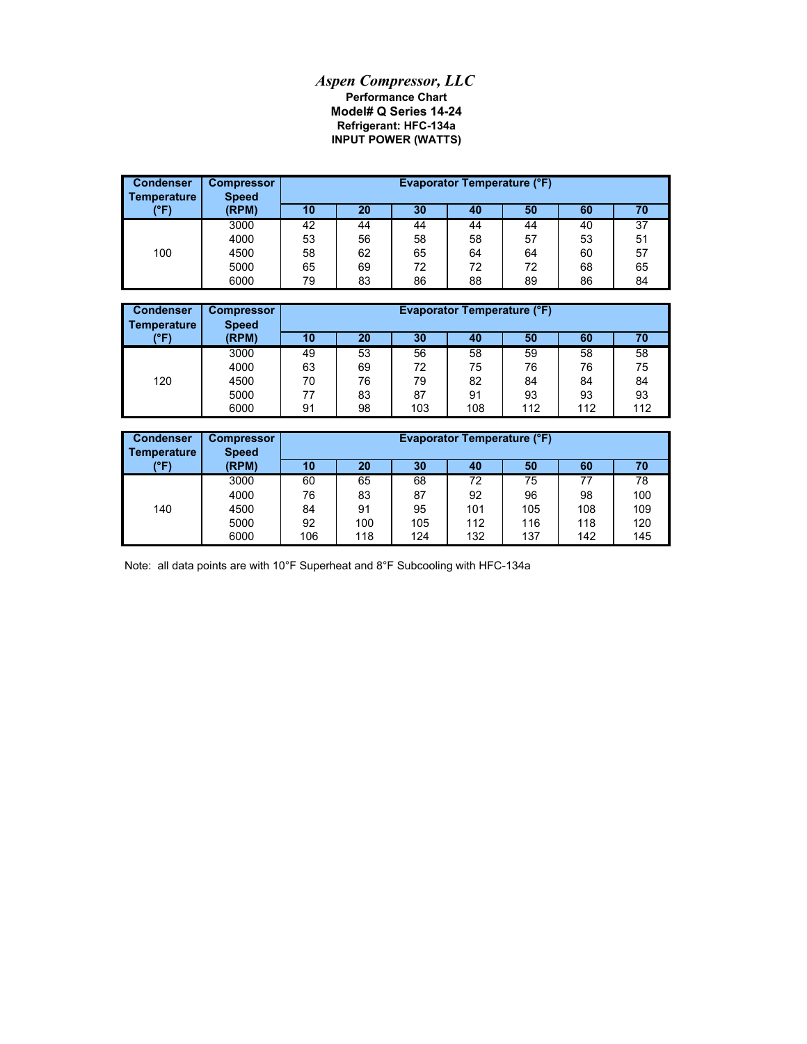# *Aspen Compressor, LLC*

**Performance Chart**

**Model# Q Series 14-24**

**Refrigerant: HFC-134a**

**INPUT POWER (WATTS)**

| Condenser Temperature (°F) | Compressor Speed (RPM) | Evaporator Temperature (°F) | | | | | | |
|---|---|---|---|---|---|---|---|---|
| | | 10 | 20 | 30 | 40 | 50 | 60 | 70 |
| 100 | 3000 | 42 | 44 | 44 | 44 | 44 | 40 | 37 |
| | 4000 | 53 | 56 | 58 | 58 | 57 | 53 | 51 |
| | 4500 | 58 | 62 | 65 | 64 | 64 | 60 | 57 |
| | 5000 | 65 | 69 | 72 | 72 | 72 | 68 | 65 |
| | 6000 | 79 | 83 | 86 | 88 | 89 | 86 | 84 |

| Condenser Temperature (°F) | Compressor Speed (RPM) | Evaporator Temperature (°F) | | | | | | |
|---|---|---|---|---|---|---|---|---|
| | | 10 | 20 | 30 | 40 | 50 | 60 | 70 |
| 120 | 3000 | 49 | 53 | 56 | 58 | 59 | 58 | 58 |
| | 4000 | 63 | 69 | 72 | 75 | 76 | 76 | 75 |
| | 4500 | 70 | 76 | 79 | 82 | 84 | 84 | 84 |
| | 5000 | 77 | 83 | 87 | 91 | 93 | 93 | 93 |
| | 6000 | 91 | 98 | 103 | 108 | 112 | 112 | 112 |

| Condenser Temperature (°F) | Compressor Speed (RPM) | Evaporator Temperature (°F) | | | | | | |
|---|---|---|---|---|---|---|---|---|
| | | 10 | 20 | 30 | 40 | 50 | 60 | 70 |
| 140 | 3000 | 60 | 65 | 68 | 72 | 75 | 77 | 78 |
| | 4000 | 76 | 83 | 87 | 92 | 96 | 98 | 100 |
| | 4500 | 84 | 91 | 95 | 101 | 105 | 108 | 109 |
| | 5000 | 92 | 100 | 105 | 112 | 116 | 118 | 120 |
| | 6000 | 106 | 118 | 124 | 132 | 137 | 142 | 145 |

Note: all data points are with 10°F Superheat and 8°F Subcooling with HFC-134a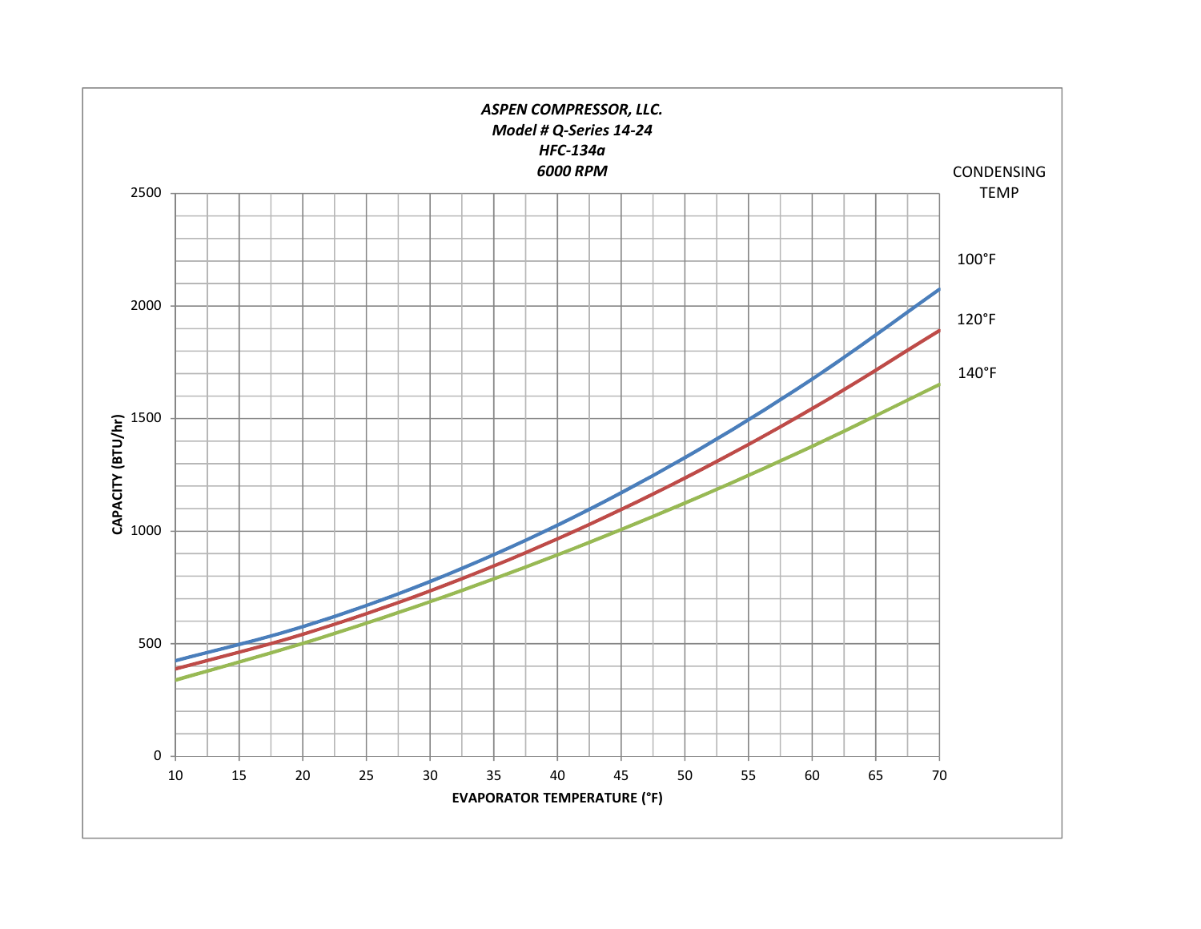*ASPEN COMPRESSOR, LLC.*
*Model # Q-Series 14-24*
*HFC-134a*
*6000 RPM*

CONDENSING TEMP

100°F

120°F

140°F

CAPACITY (BTU/hr)

2500
2000
1500
1000
500
0

10 15 20 25 30 35 40 45 50 55 60 65 70

EVAPORATOR TEMPERATURE (°F)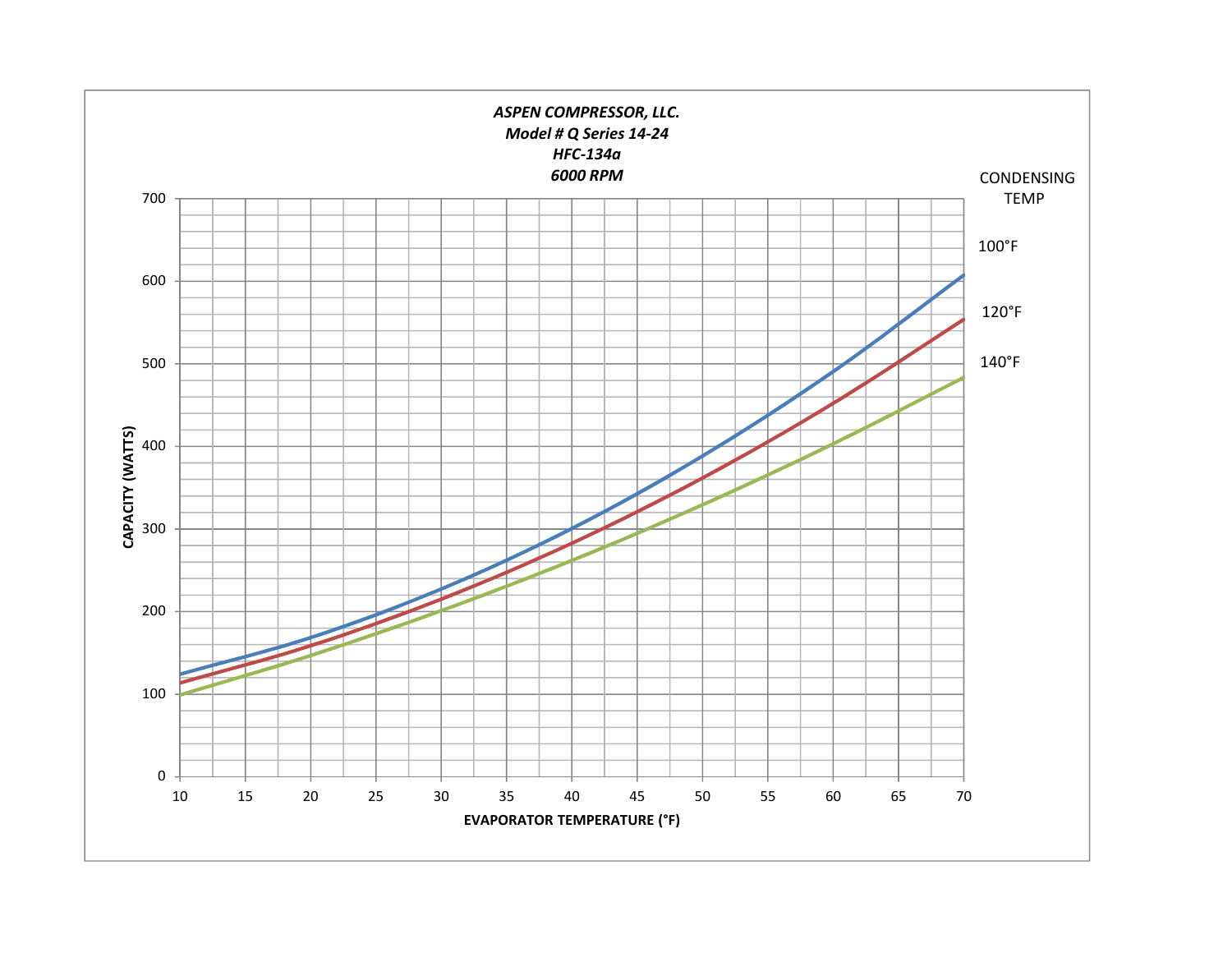*ASPEN COMPRESSOR, LLC.*
*Model # Q Series 14-24*
*HFC-134a*
*6000 RPM*

CONDENSING TEMP

100°F

120°F

140°F

CAPACITY (WATTS)

EVAPORATOR TEMPERATURE (°F)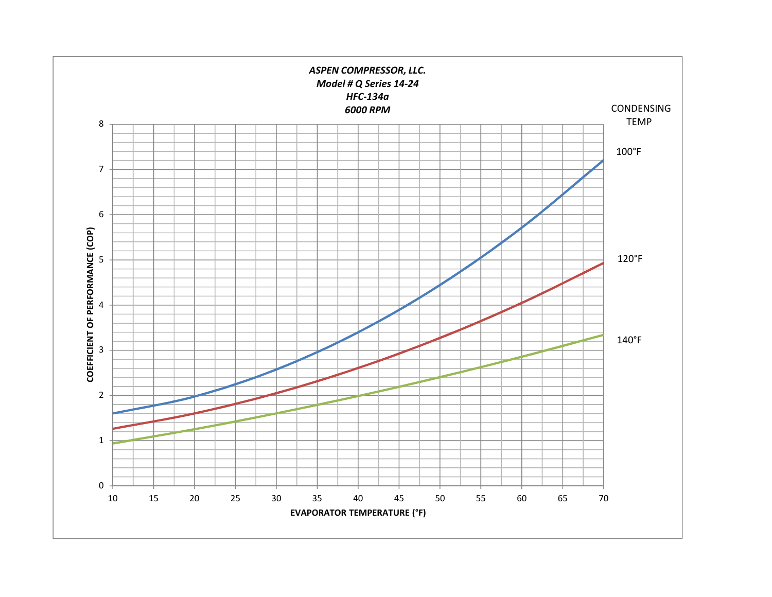*ASPEN COMPRESSOR, LLC.*
*Model # Q Series 14-24*
*HFC-134a*
*6000 RPM*

CONDENSING TEMP

100°F

120°F

140°F

COEFFICIENT OF PERFORMANCE (COP)

0
1
2
3
4
5
6
7
8

10 15 20 25 30 35 40 45 50 55 60 65 70

EVAPORATOR TEMPERATURE (°F)